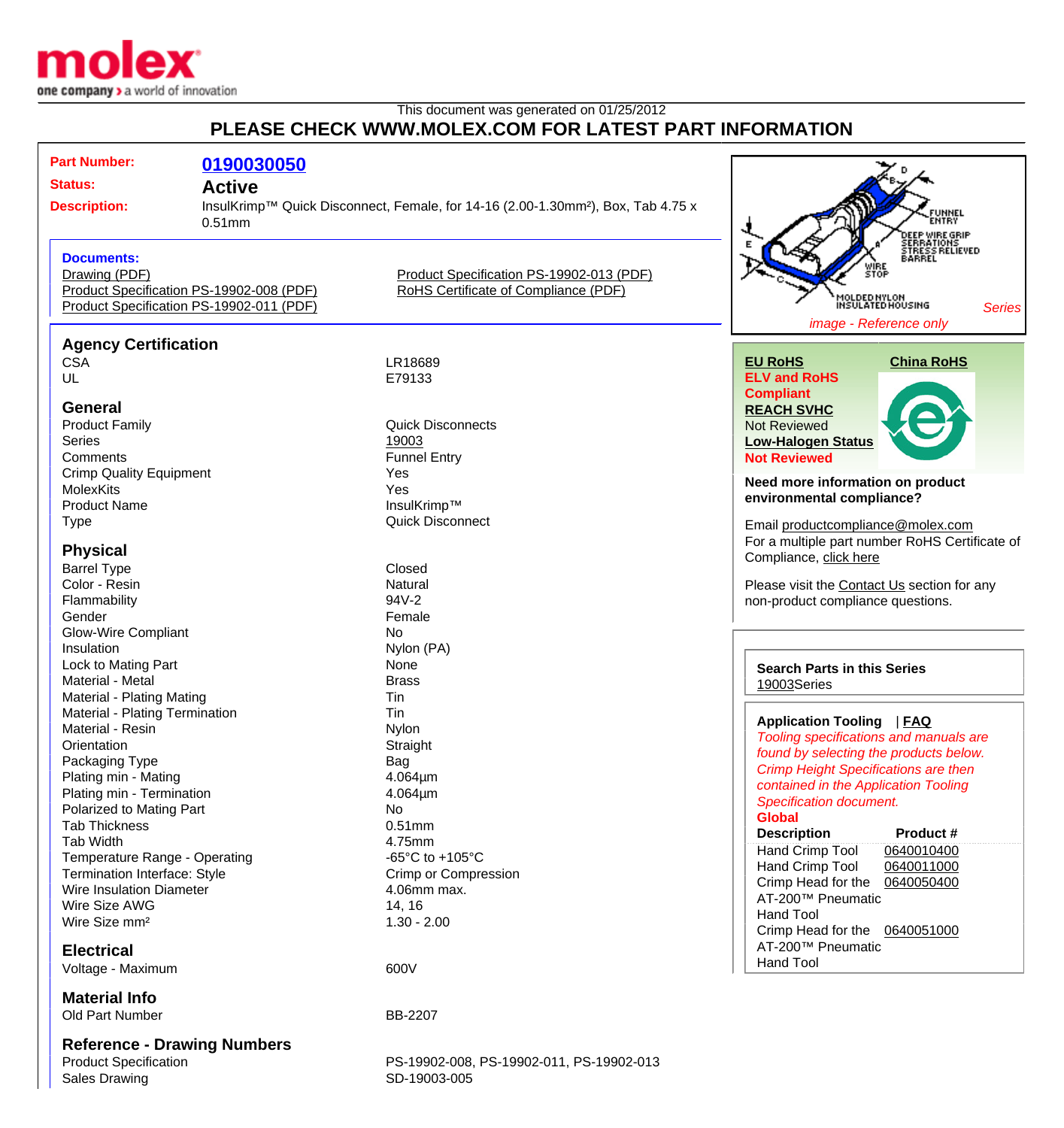This document was generated on 01/25/2012

**PLEASE CHECK WWW.MOLEX.COM FOR LATEST PART INFORMATION**

| | |
|---|---|
| **Part Number:** | **0190030050** |
| **Status:** | **Active** |
| **Description:** | InsulKrimp™ Quick Disconnect, Female, for 14-16 (2.00-1.30mm²), Box, Tab 4.75 x 0.51mm |

**Documents:**

- Drawing (PDF)
- Product Specification PS-19902-008 (PDF)
- Product Specification PS-19902-011 (PDF)
- Product Specification PS-19902-013 (PDF)
- RoHS Certificate of Compliance (PDF)

*Series image - Reference only*

## Agency Certification

| | |
|---|---|
| CSA | LR18689 |
| UL | E79133 |

## General

| | |
|---|---|
| Product Family | Quick Disconnects |
| Series | 19003 |
| Comments | Funnel Entry |
| Crimp Quality Equipment | Yes |
| MolexKits | Yes |
| Product Name | InsulKrimp™ |
| Type | Quick Disconnect |

## Physical

| | |
|---|---|
| Barrel Type | Closed |
| Color - Resin | Natural |
| Flammability | 94V-2 |
| Gender | Female |
| Glow-Wire Compliant | No |
| Insulation | Nylon (PA) |
| Lock to Mating Part | None |
| Material - Metal | Brass |
| Material - Plating Mating | Tin |
| Material - Plating Termination | Tin |
| Material - Resin | Nylon |
| Orientation | Straight |
| Packaging Type | Bag |
| Plating min - Mating | 4.064µm |
| Plating min - Termination | 4.064µm |
| Polarized to Mating Part | No |
| Tab Thickness | 0.51mm |
| Tab Width | 4.75mm |
| Temperature Range - Operating | -65°C to +105°C |
| Termination Interface: Style | Crimp or Compression |
| Wire Insulation Diameter | 4.06mm max. |
| Wire Size AWG | 14, 16 |
| Wire Size mm² | 1.30 - 2.00 |

## Electrical

| | |
|---|---|
| Voltage - Maximum | 600V |

## Material Info

| | |
|---|---|
| Old Part Number | BB-2207 |

## Reference - Drawing Numbers

| | |
|---|---|
| Product Specification | PS-19902-008, PS-19902-011, PS-19902-013 |
| Sales Drawing | SD-19003-005 |

**EU RoHS**
**ELV and RoHS Compliant**

**China RoHS**

**REACH SVHC**
Not Reviewed

**Low-Halogen Status**
**Not Reviewed**

**Need more information on product environmental compliance?**

Email productcompliance@molex.com

For a multiple part number RoHS Certificate of Compliance, click here

Please visit the Contact Us section for any non-product compliance questions.

**Search Parts in this Series**
19003Series

**Application Tooling** | **FAQ**

*Tooling specifications and manuals are found by selecting the products below. Crimp Height Specifications are then contained in the Application Tooling Specification document.*

**Global**

| Description | Product # |
|---|---|
| Hand Crimp Tool | 0640010400 |
| Hand Crimp Tool | 0640011000 |
| Crimp Head for the AT-200™ Pneumatic Hand Tool | 0640050400 |
| Crimp Head for the AT-200™ Pneumatic Hand Tool | 0640051000 |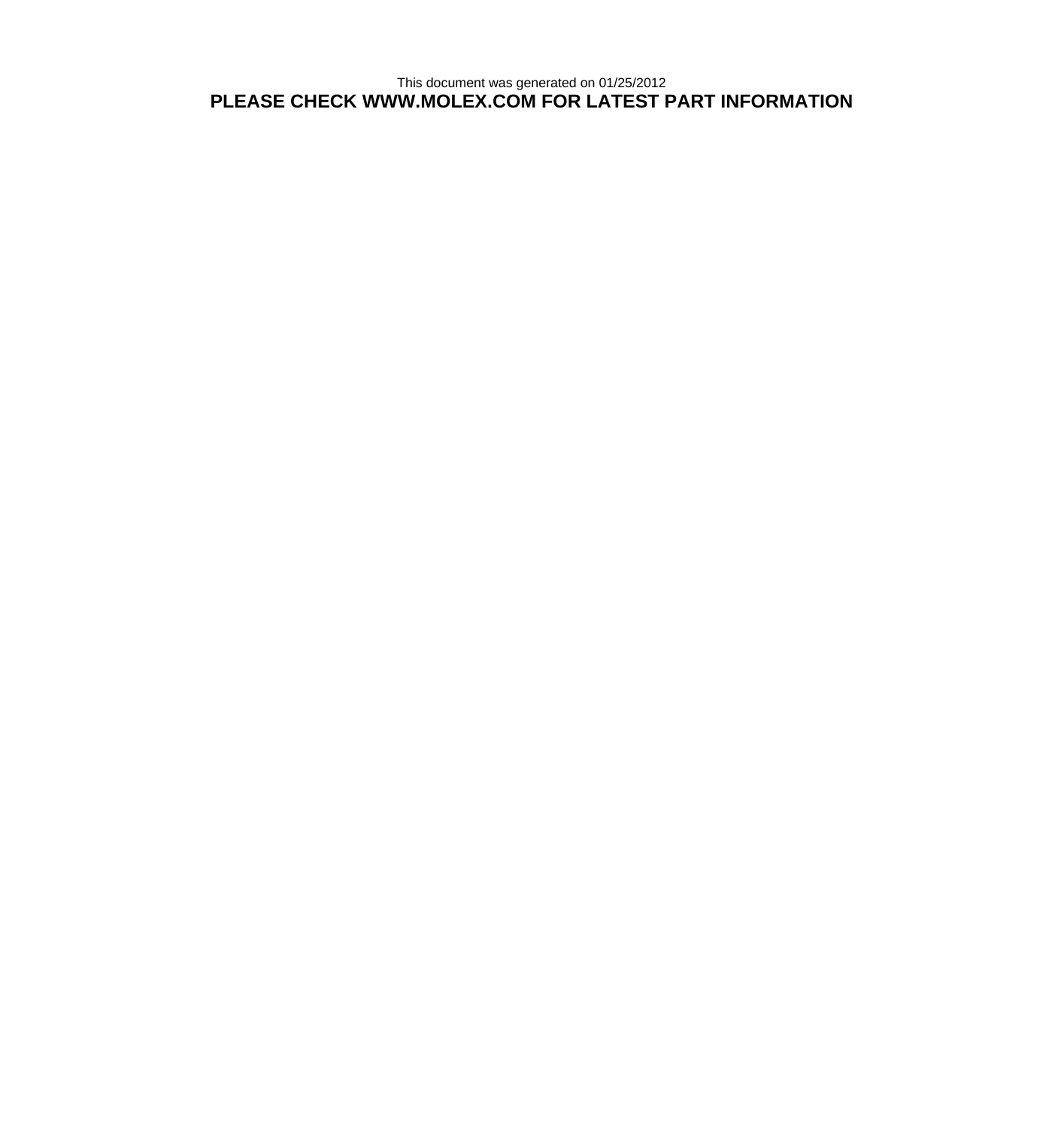This document was generated on 01/25/2012

**PLEASE CHECK WWW.MOLEX.COM FOR LATEST PART INFORMATION**